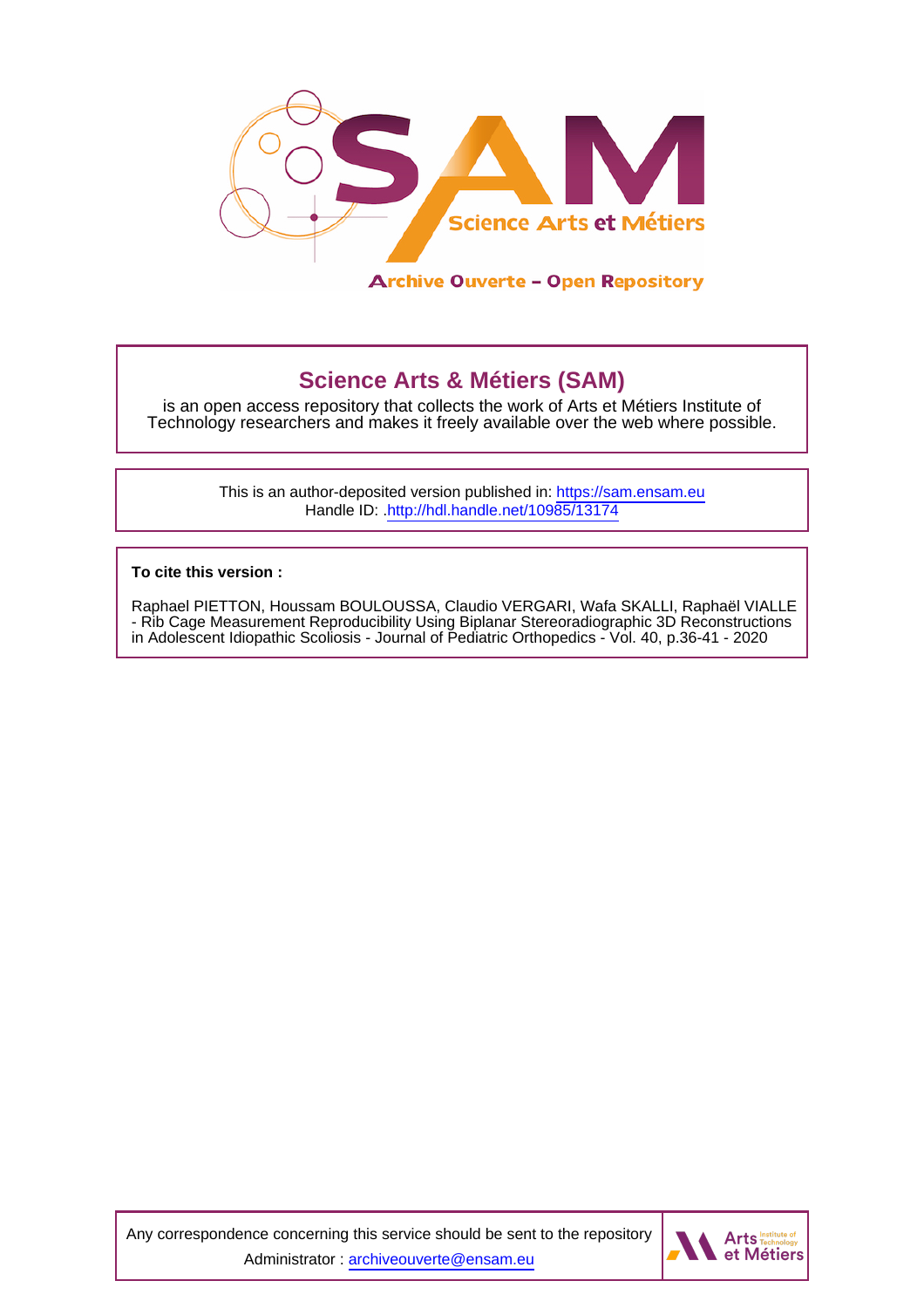Science Arts et Métiers

Archive Ouverte – Open Repository

## Science Arts & Métiers (SAM)

is an open access repository that collects the work of Arts et Métiers Institute of Technology researchers and makes it freely available over the web where possible.

This is an author-deposited version published in: https://sam.ensam.eu
Handle ID: .http://hdl.handle.net/10985/13174

**To cite this version :**

Raphael PIETTON, Houssam BOULOUSSA, Claudio VERGARI, Wafa SKALLI, Raphaël VIALLE - Rib Cage Measurement Reproducibility Using Biplanar Stereoradiographic 3D Reconstructions in Adolescent Idiopathic Scoliosis - Journal of Pediatric Orthopedics - Vol. 40, p.36-41 - 2020

Any correspondence concerning this service should be sent to the repository Administrator : archiveouverte@ensam.eu

Arts Institute of Technology et Métiers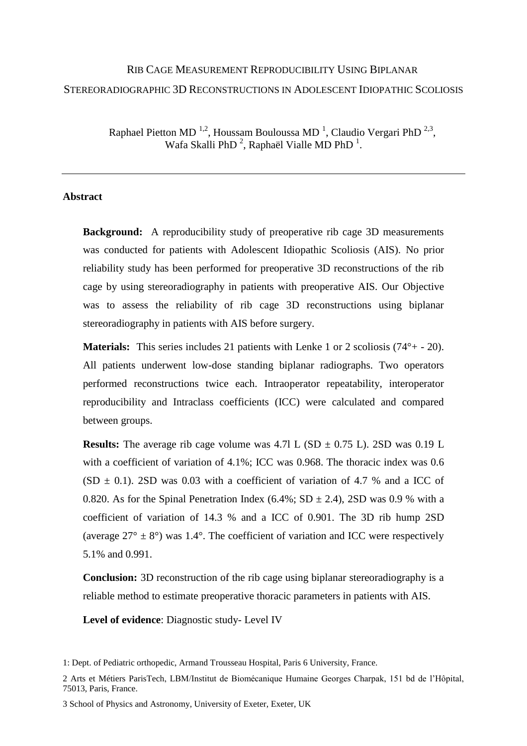# RIB CAGE MEASUREMENT REPRODUCIBILITY USING BIPLANAR STEREORADIOGRAPHIC 3D RECONSTRUCTIONS IN ADOLESCENT IDIOPATHIC SCOLIOSIS

Raphael Pietton MD [1,2], Houssam Bouloussa MD [1], Claudio Vergari PhD [2,3], Wafa Skalli PhD [2], Raphaël Vialle MD PhD [1].

---

**Abstract**

**Background:** A reproducibility study of preoperative rib cage 3D measurements was conducted for patients with Adolescent Idiopathic Scoliosis (AIS). No prior reliability study has been performed for preoperative 3D reconstructions of the rib cage by using stereoradiography in patients with preoperative AIS. Our Objective was to assess the reliability of rib cage 3D reconstructions using biplanar stereoradiography in patients with AIS before surgery.

**Materials:** This series includes 21 patients with Lenke 1 or 2 scoliosis (74°+ - 20). All patients underwent low-dose standing biplanar radiographs. Two operators performed reconstructions twice each. Intraoperator repeatability, interoperator reproducibility and Intraclass coefficients (ICC) were calculated and compared between groups.

**Results:** The average rib cage volume was 4.7l L (SD ± 0.75 L). 2SD was 0.19 L with a coefficient of variation of 4.1%; ICC was 0.968. The thoracic index was 0.6 (SD ± 0.1). 2SD was 0.03 with a coefficient of variation of 4.7 % and a ICC of 0.820. As for the Spinal Penetration Index (6.4%; SD ± 2.4), 2SD was 0.9 % with a coefficient of variation of 14.3 % and a ICC of 0.901. The 3D rib hump 2SD (average 27° ± 8°) was 1.4°. The coefficient of variation and ICC were respectively 5.1% and 0.991.

**Conclusion:** 3D reconstruction of the rib cage using biplanar stereoradiography is a reliable method to estimate preoperative thoracic parameters in patients with AIS.

**Level of evidence**: Diagnostic study- Level IV

1: Dept. of Pediatric orthopedic, Armand Trousseau Hospital, Paris 6 University, France.

2 Arts et Métiers ParisTech, LBM/Institut de Biomécanique Humaine Georges Charpak, 151 bd de l'Hôpital, 75013, Paris, France.

3 School of Physics and Astronomy, University of Exeter, Exeter, UK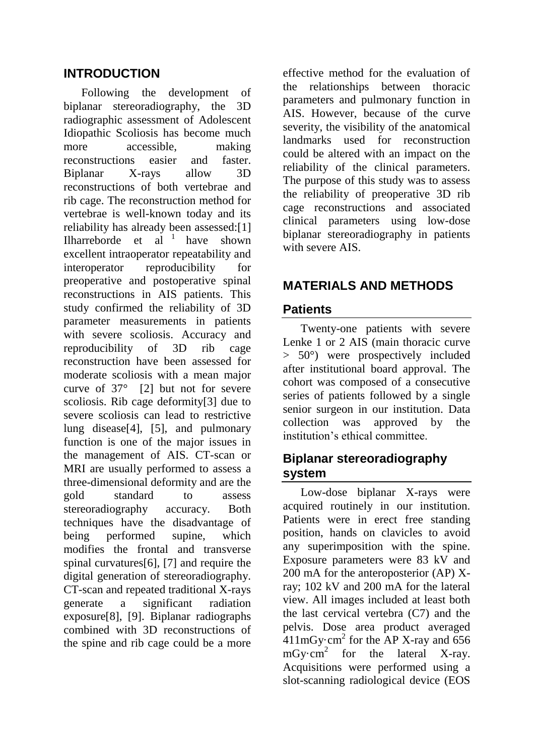## INTRODUCTION

Following the development of biplanar stereoradiography, the 3D radiographic assessment of Adolescent Idiopathic Scoliosis has become much more accessible, making reconstructions easier and faster. Biplanar X-rays allow 3D reconstructions of both vertebrae and rib cage. The reconstruction method for vertebrae is well-known today and its reliability has already been assessed:[1] Ilharreborde et al [1] have shown excellent intraoperator repeatability and interoperator reproducibility for preoperative and postoperative spinal reconstructions in AIS patients. This study confirmed the reliability of 3D parameter measurements in patients with severe scoliosis. Accuracy and reproducibility of 3D rib cage reconstruction have been assessed for moderate scoliosis with a mean major curve of 37° [2] but not for severe scoliosis. Rib cage deformity[3] due to severe scoliosis can lead to restrictive lung disease[4], [5], and pulmonary function is one of the major issues in the management of AIS. CT-scan or MRI are usually performed to assess a three-dimensional deformity and are the gold standard to assess stereoradiography accuracy. Both techniques have the disadvantage of being performed supine, which modifies the frontal and transverse spinal curvatures[6], [7] and require the digital generation of stereoradiography. CT-scan and repeated traditional X-rays generate a significant radiation exposure[8], [9]. Biplanar radiographs combined with 3D reconstructions of the spine and rib cage could be a more effective method for the evaluation of the relationships between thoracic parameters and pulmonary function in AIS. However, because of the curve severity, the visibility of the anatomical landmarks used for reconstruction could be altered with an impact on the reliability of the clinical parameters. The purpose of this study was to assess the reliability of preoperative 3D rib cage reconstructions and associated clinical parameters using low-dose biplanar stereoradiography in patients with severe AIS.

## MATERIALS AND METHODS

### Patients

Twenty-one patients with severe Lenke 1 or 2 AIS (main thoracic curve > 50°) were prospectively included after institutional board approval. The cohort was composed of a consecutive series of patients followed by a single senior surgeon in our institution. Data collection was approved by the institution's ethical committee.

### Biplanar stereoradiography system

Low-dose biplanar X-rays were acquired routinely in our institution. Patients were in erect free standing position, hands on clavicles to avoid any superimposition with the spine. Exposure parameters were 83 kV and 200 mA for the anteroposterior (AP) X-ray; 102 kV and 200 mA for the lateral view. All images included at least both the last cervical vertebra (C7) and the pelvis. Dose area product averaged 411mGy·cm$^2$ for the AP X-ray and 656 mGy·cm$^2$ for the lateral X-ray. Acquisitions were performed using a slot-scanning radiological device (EOS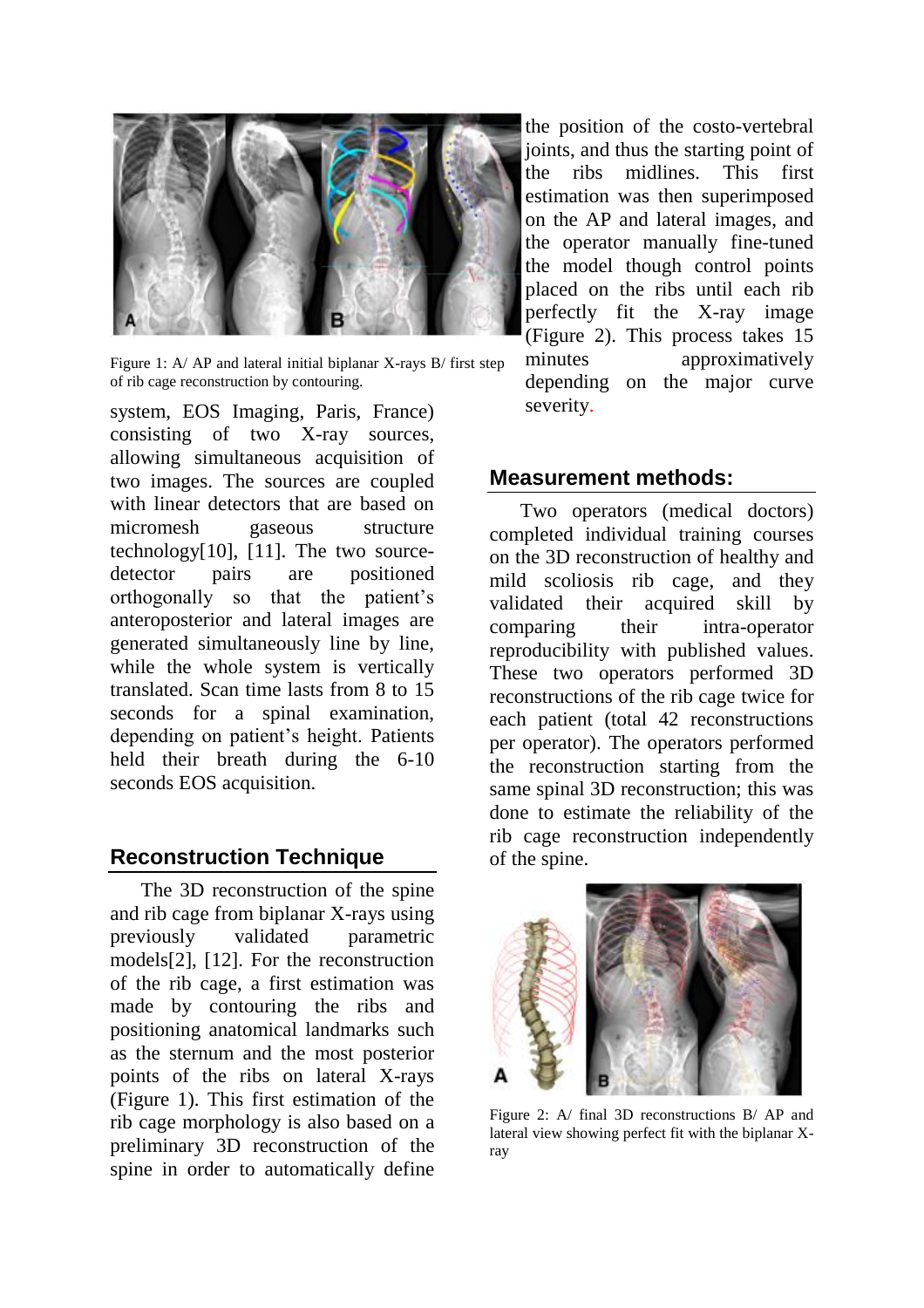Figure 1: A/ AP and lateral initial biplanar X-rays B/ first step of rib cage reconstruction by contouring.

system, EOS Imaging, Paris, France) consisting of two X-ray sources, allowing simultaneous acquisition of two images. The sources are coupled with linear detectors that are based on micromesh gaseous structure technology[10], [11]. The two source-detector pairs are positioned orthogonally so that the patient's anteroposterior and lateral images are generated simultaneously line by line, while the whole system is vertically translated. Scan time lasts from 8 to 15 seconds for a spinal examination, depending on patient's height. Patients held their breath during the 6-10 seconds EOS acquisition.

## Reconstruction Technique

The 3D reconstruction of the spine and rib cage from biplanar X-rays using previously validated parametric models[2], [12]. For the reconstruction of the rib cage, a first estimation was made by contouring the ribs and positioning anatomical landmarks such as the sternum and the most posterior points of the ribs on lateral X-rays (Figure 1). This first estimation of the rib cage morphology is also based on a preliminary 3D reconstruction of the spine in order to automatically define the position of the costo-vertebral joints, and thus the starting point of the ribs midlines. This first estimation was then superimposed on the AP and lateral images, and the operator manually fine-tuned the model though control points placed on the ribs until each rib perfectly fit the X-ray image (Figure 2). This process takes 15 minutes approximatively depending on the major curve severity.

## Measurement methods:

Two operators (medical doctors) completed individual training courses on the 3D reconstruction of healthy and mild scoliosis rib cage, and they validated their acquired skill by comparing their intra-operator reproducibility with published values. These two operators performed 3D reconstructions of the rib cage twice for each patient (total 42 reconstructions per operator). The operators performed the reconstruction starting from the same spinal 3D reconstruction; this was done to estimate the reliability of the rib cage reconstruction independently of the spine.

Figure 2: A/ final 3D reconstructions B/ AP and lateral view showing perfect fit with the biplanar X-ray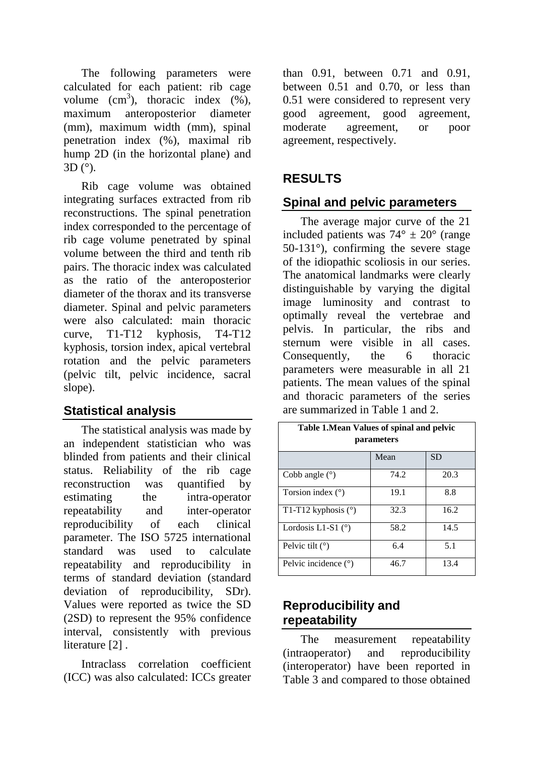The following parameters were calculated for each patient: rib cage volume ($cm^3$), thoracic index (%), maximum anteroposterior diameter (mm), maximum width (mm), spinal penetration index (%), maximal rib hump 2D (in the horizontal plane) and 3D (°).

Rib cage volume was obtained integrating surfaces extracted from rib reconstructions. The spinal penetration index corresponded to the percentage of rib cage volume penetrated by spinal volume between the third and tenth rib pairs. The thoracic index was calculated as the ratio of the anteroposterior diameter of the thorax and its transverse diameter. Spinal and pelvic parameters were also calculated: main thoracic curve, T1-T12 kyphosis, T4-T12 kyphosis, torsion index, apical vertebral rotation and the pelvic parameters (pelvic tilt, pelvic incidence, sacral slope).

## Statistical analysis

The statistical analysis was made by an independent statistician who was blinded from patients and their clinical status. Reliability of the rib cage reconstruction was quantified by estimating the intra-operator repeatability and inter-operator reproducibility of each clinical parameter. The ISO 5725 international standard was used to calculate repeatability and reproducibility in terms of standard deviation (standard deviation of reproducibility, SDr). Values were reported as twice the SD (2SD) to represent the 95% confidence interval, consistently with previous literature [2] .

Intraclass correlation coefficient (ICC) was also calculated: ICCs greater than 0.91, between 0.71 and 0.91, between 0.51 and 0.70, or less than 0.51 were considered to represent very good agreement, good agreement, moderate agreement, or poor agreement, respectively.

# RESULTS

## Spinal and pelvic parameters

The average major curve of the 21 included patients was 74° ± 20° (range 50-131°), confirming the severe stage of the idiopathic scoliosis in our series. The anatomical landmarks were clearly distinguishable by varying the digital image luminosity and contrast to optimally reveal the vertebrae and pelvis. In particular, the ribs and sternum were visible in all cases. Consequently, the 6 thoracic parameters were measurable in all 21 patients. The mean values of the spinal and thoracic parameters of the series are summarized in Table 1 and 2.

**Table 1.Mean Values of spinal and pelvic parameters**

| | Mean | SD |
|---|---|---|
| Cobb angle (°) | 74.2 | 20.3 |
| Torsion index (°) | 19.1 | 8.8 |
| T1-T12 kyphosis (°) | 32.3 | 16.2 |
| Lordosis L1-S1 (°) | 58.2 | 14.5 |
| Pelvic tilt (°) | 6.4 | 5.1 |
| Pelvic incidence (°) | 46.7 | 13.4 |

## Reproducibility and repeatability

The measurement repeatability (intraoperator) and reproducibility (interoperator) have been reported in Table 3 and compared to those obtained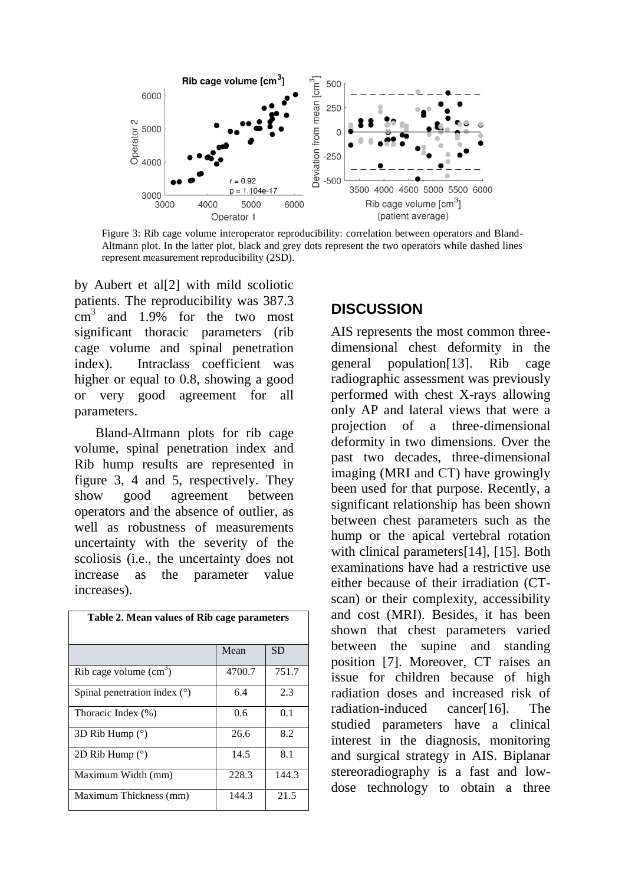Figure 3: Rib cage volume interoperator reproducibility: correlation between operators and Bland-Altmann plot. In the latter plot, black and grey dots represent the two operators while dashed lines represent measurement reproducibility (2SD).

by Aubert et al[2] with mild scoliotic patients. The reproducibility was 387.3 $cm^3$ and 1.9% for the two most significant thoracic parameters (rib cage volume and spinal penetration index). Intraclass coefficient was higher or equal to 0.8, showing a good or very good agreement for all parameters.

Bland-Altmann plots for rib cage volume, spinal penetration index and Rib hump results are represented in figure 3, 4 and 5, respectively. They show good agreement between operators and the absence of outlier, as well as robustness of measurements uncertainty with the severity of the scoliosis (i.e., the uncertainty does not increase as the parameter value increases).

**Table 2. Mean values of Rib cage parameters**

| | Mean | SD |
|---|---|---|
| Rib cage volume ($cm^3$) | 4700.7 | 751.7 |
| Spinal penetration index (°) | 6.4 | 2.3 |
| Thoracic Index (%) | 0.6 | 0.1 |
| 3D Rib Hump (°) | 26.6 | 8.2 |
| 2D Rib Hump (°) | 14.5 | 8.1 |
| Maximum Width (mm) | 228.3 | 144.3 |
| Maximum Thickness (mm) | 144.3 | 21.5 |

## DISCUSSION

AIS represents the most common three-dimensional chest deformity in the general population[13]. Rib cage radiographic assessment was previously performed with chest X-rays allowing only AP and lateral views that were a projection of a three-dimensional deformity in two dimensions. Over the past two decades, three-dimensional imaging (MRI and CT) have growingly been used for that purpose. Recently, a significant relationship has been shown between chest parameters such as the hump or the apical vertebral rotation with clinical parameters[14], [15]. Both examinations have had a restrictive use either because of their irradiation (CT-scan) or their complexity, accessibility and cost (MRI). Besides, it has been shown that chest parameters varied between the supine and standing position [7]. Moreover, CT raises an issue for children because of high radiation doses and increased risk of radiation-induced cancer[16]. The studied parameters have a clinical interest in the diagnosis, monitoring and surgical strategy in AIS. Biplanar stereoradiography is a fast and low-dose technology to obtain a three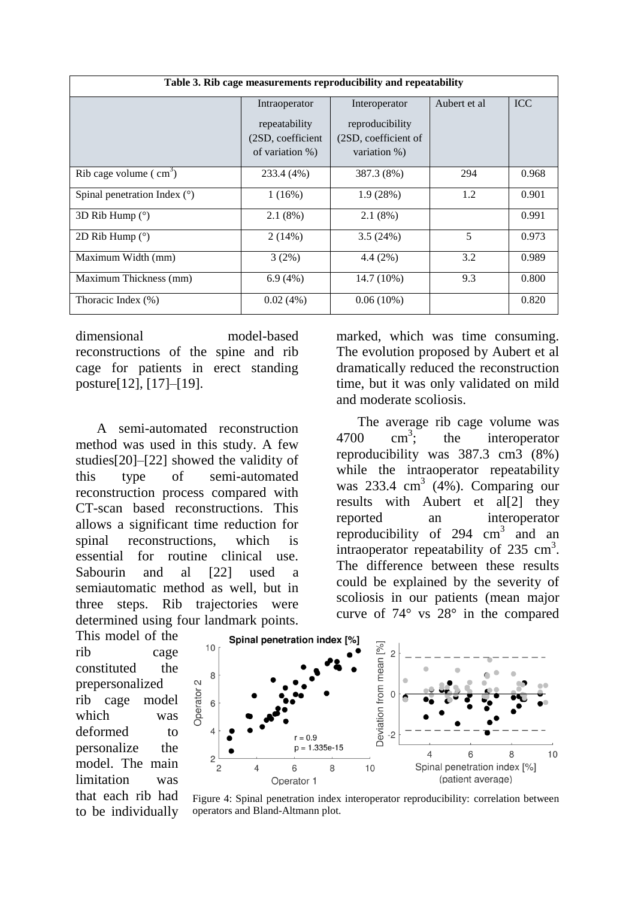**Table 3. Rib cage measurements reproducibility and repeatability**

| | Intraoperator repeatability (2SD, coefficient of variation %) | Interoperator reproducibility (2SD, coefficient of variation %) | Aubert et al | ICC |
|---|---|---|---|---|
| Rib cage volume ( $cm^3$) | 233.4 (4%) | 387.3 (8%) | 294 | 0.968 |
| Spinal penetration Index (°) | 1 (16%) | 1.9 (28%) | 1.2 | 0.901 |
| 3D Rib Hump (°) | 2.1 (8%) | 2.1 (8%) | | 0.991 |
| 2D Rib Hump (°) | 2 (14%) | 3.5 (24%) | 5 | 0.973 |
| Maximum Width (mm) | 3 (2%) | 4.4 (2%) | 3.2 | 0.989 |
| Maximum Thickness (mm) | 6.9 (4%) | 14.7 (10%) | 9.3 | 0.800 |
| Thoracic Index (%) | 0.02 (4%) | 0.06 (10%) | | 0.820 |

dimensional model-based reconstructions of the spine and rib cage for patients in erect standing posture[12], [17]–[19].

A semi-automated reconstruction method was used in this study. A few studies[20]–[22] showed the validity of this type of semi-automated reconstruction process compared with CT-scan based reconstructions. This allows a significant time reduction for spinal reconstructions, which is essential for routine clinical use. Sabourin and al [22] used a semiautomatic method as well, but in three steps. Rib trajectories were determined using four landmark points. This model of the rib cage constituted the prepersonalized rib cage model which was deformed to personalize the model. The main limitation was that each rib had to be individually marked, which was time consuming. The evolution proposed by Aubert et al dramatically reduced the reconstruction time, but it was only validated on mild and moderate scoliosis.

The average rib cage volume was 4700 $cm^3$; the interoperator reproducibility was 387.3 cm3 (8%) while the intraoperator repeatability was 233.4 $cm^3$ (4%). Comparing our results with Aubert et al[2] they reported an interoperator reproducibility of 294 $cm^3$ and an intraoperator repeatability of 235 $cm^3$. The difference between these results could be explained by the severity of scoliosis in our patients (mean major curve of 74° vs 28° in the compared

Figure 4: Spinal penetration index interoperator reproducibility: correlation between operators and Bland-Altmann plot.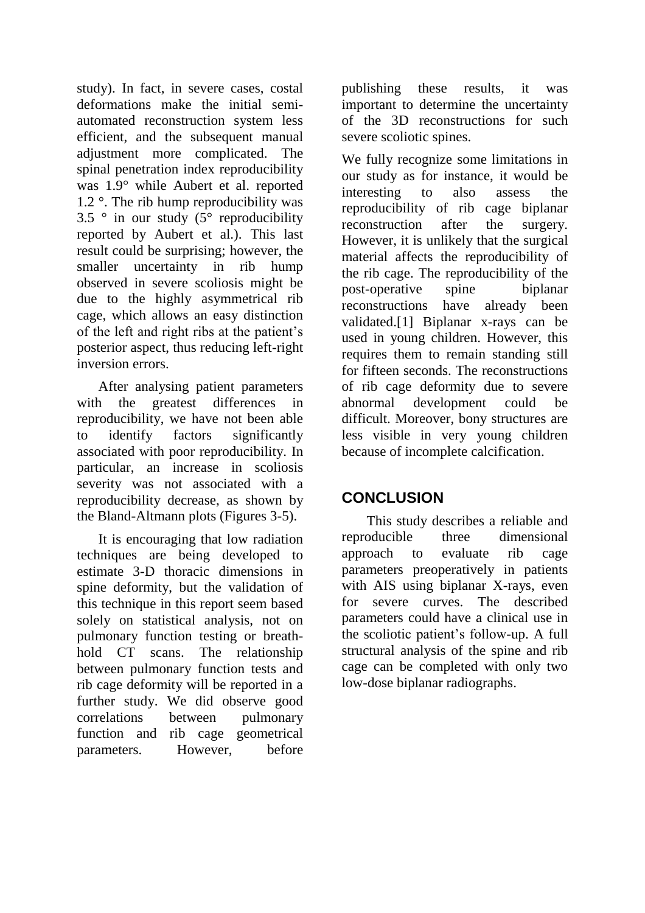study). In fact, in severe cases, costal deformations make the initial semi-automated reconstruction system less efficient, and the subsequent manual adjustment more complicated. The spinal penetration index reproducibility was 1.9° while Aubert et al. reported 1.2 °. The rib hump reproducibility was 3.5 ° in our study (5° reproducibility reported by Aubert et al.). This last result could be surprising; however, the smaller uncertainty in rib hump observed in severe scoliosis might be due to the highly asymmetrical rib cage, which allows an easy distinction of the left and right ribs at the patient's posterior aspect, thus reducing left-right inversion errors.

After analysing patient parameters with the greatest differences in reproducibility, we have not been able to identify factors significantly associated with poor reproducibility. In particular, an increase in scoliosis severity was not associated with a reproducibility decrease, as shown by the Bland-Altmann plots (Figures 3-5).

It is encouraging that low radiation techniques are being developed to estimate 3-D thoracic dimensions in spine deformity, but the validation of this technique in this report seem based solely on statistical analysis, not on pulmonary function testing or breath-hold CT scans. The relationship between pulmonary function tests and rib cage deformity will be reported in a further study. We did observe good correlations between pulmonary function and rib cage geometrical parameters. However, before publishing these results, it was important to determine the uncertainty of the 3D reconstructions for such severe scoliotic spines.

We fully recognize some limitations in our study as for instance, it would be interesting to also assess the reproducibility of rib cage biplanar reconstruction after the surgery. However, it is unlikely that the surgical material affects the reproducibility of the rib cage. The reproducibility of the post-operative spine biplanar reconstructions have already been validated.[1] Biplanar x-rays can be used in young children. However, this requires them to remain standing still for fifteen seconds. The reconstructions of rib cage deformity due to severe abnormal development could be difficult. Moreover, bony structures are less visible in very young children because of incomplete calcification.

## CONCLUSION

This study describes a reliable and reproducible three dimensional approach to evaluate rib cage parameters preoperatively in patients with AIS using biplanar X-rays, even for severe curves. The described parameters could have a clinical use in the scoliotic patient's follow-up. A full structural analysis of the spine and rib cage can be completed with only two low-dose biplanar radiographs.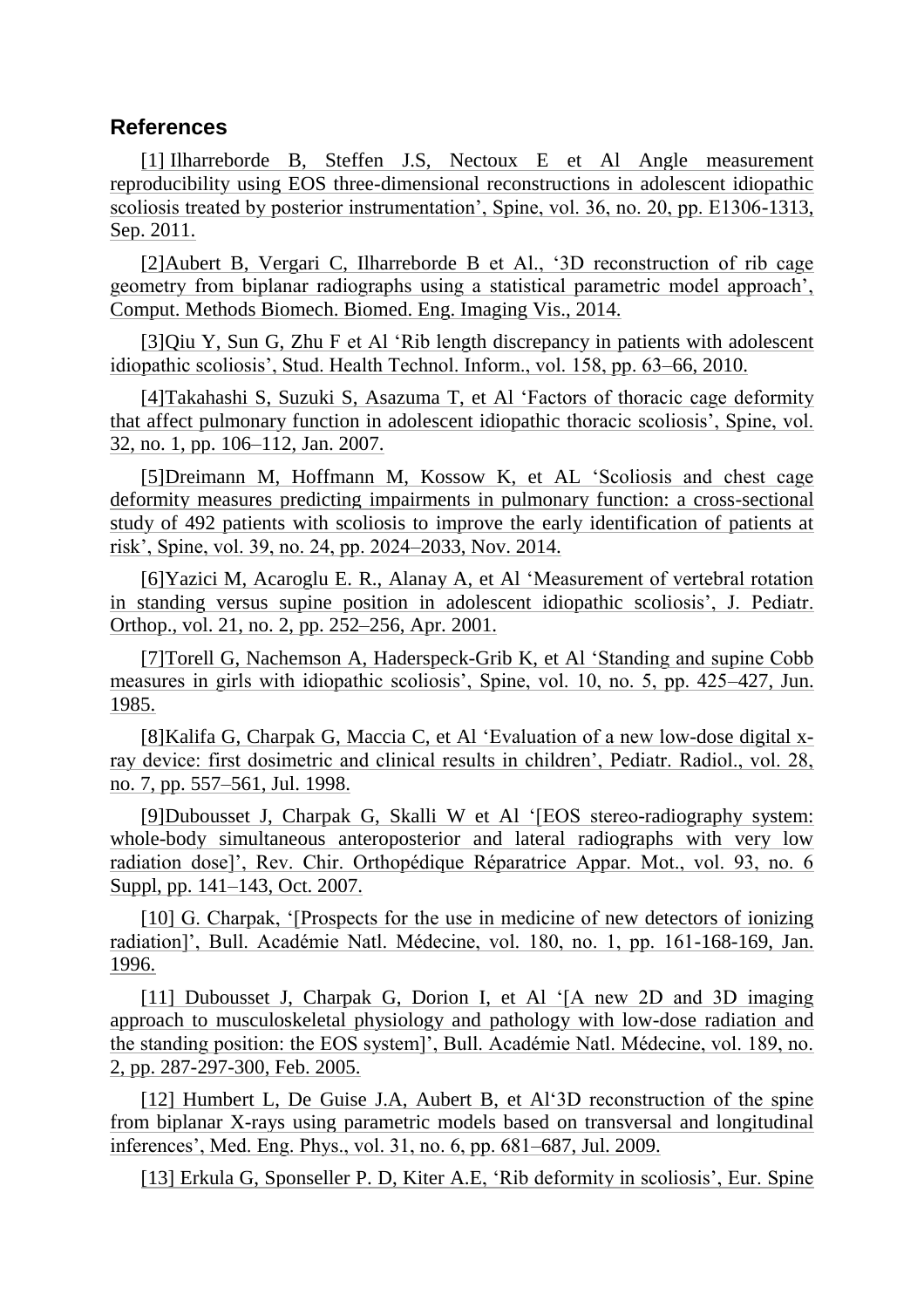## References

[1] Ilharreborde B, Steffen J.S, Nectoux E et Al Angle measurement reproducibility using EOS three-dimensional reconstructions in adolescent idiopathic scoliosis treated by posterior instrumentation', Spine, vol. 36, no. 20, pp. E1306-1313, Sep. 2011.

[2]Aubert B, Vergari C, Ilharreborde B et Al., '3D reconstruction of rib cage geometry from biplanar radiographs using a statistical parametric model approach', Comput. Methods Biomech. Biomed. Eng. Imaging Vis., 2014.

[3]Qiu Y, Sun G, Zhu F et Al 'Rib length discrepancy in patients with adolescent idiopathic scoliosis', Stud. Health Technol. Inform., vol. 158, pp. 63–66, 2010.

[4]Takahashi S, Suzuki S, Asazuma T, et Al 'Factors of thoracic cage deformity that affect pulmonary function in adolescent idiopathic thoracic scoliosis', Spine, vol. 32, no. 1, pp. 106–112, Jan. 2007.

[5]Dreimann M, Hoffmann M, Kossow K, et AL 'Scoliosis and chest cage deformity measures predicting impairments in pulmonary function: a cross-sectional study of 492 patients with scoliosis to improve the early identification of patients at risk', Spine, vol. 39, no. 24, pp. 2024–2033, Nov. 2014.

[6]Yazici M, Acaroglu E. R., Alanay A, et Al 'Measurement of vertebral rotation in standing versus supine position in adolescent idiopathic scoliosis', J. Pediatr. Orthop., vol. 21, no. 2, pp. 252–256, Apr. 2001.

[7]Torell G, Nachemson A, Haderspeck-Grib K, et Al 'Standing and supine Cobb measures in girls with idiopathic scoliosis', Spine, vol. 10, no. 5, pp. 425–427, Jun. 1985.

[8]Kalifa G, Charpak G, Maccia C, et Al 'Evaluation of a new low-dose digital x-ray device: first dosimetric and clinical results in children', Pediatr. Radiol., vol. 28, no. 7, pp. 557–561, Jul. 1998.

[9]Dubousset J, Charpak G, Skalli W et Al '[EOS stereo-radiography system: whole-body simultaneous anteroposterior and lateral radiographs with very low radiation dose]', Rev. Chir. Orthopédique Réparatrice Appar. Mot., vol. 93, no. 6 Suppl, pp. 141–143, Oct. 2007.

[10] G. Charpak, '[Prospects for the use in medicine of new detectors of ionizing radiation]', Bull. Académie Natl. Médecine, vol. 180, no. 1, pp. 161-168-169, Jan. 1996.

[11] Dubousset J, Charpak G, Dorion I, et Al '[A new 2D and 3D imaging approach to musculoskeletal physiology and pathology with low-dose radiation and the standing position: the EOS system]', Bull. Académie Natl. Médecine, vol. 189, no. 2, pp. 287-297-300, Feb. 2005.

[12] Humbert L, De Guise J.A, Aubert B, et Al'3D reconstruction of the spine from biplanar X-rays using parametric models based on transversal and longitudinal inferences', Med. Eng. Phys., vol. 31, no. 6, pp. 681–687, Jul. 2009.

[13] Erkula G, Sponseller P. D, Kiter A.E, 'Rib deformity in scoliosis', Eur. Spine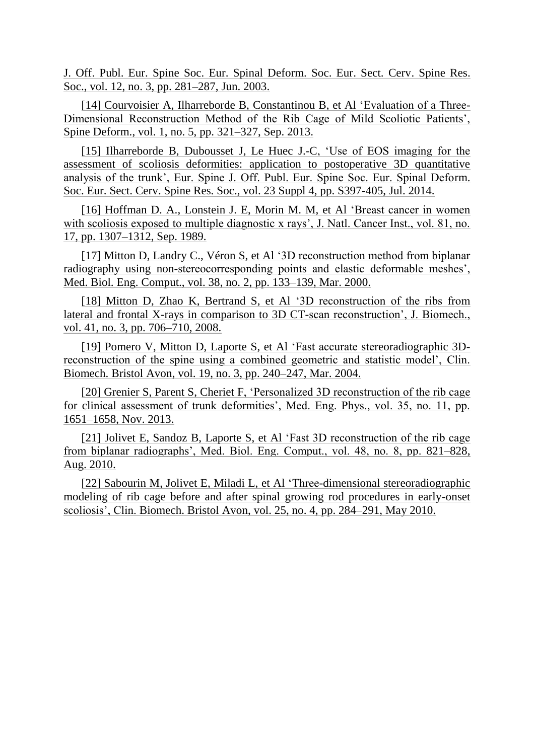J. Off. Publ. Eur. Spine Soc. Eur. Spinal Deform. Soc. Eur. Sect. Cerv. Spine Res. Soc., vol. 12, no. 3, pp. 281–287, Jun. 2003.

[14] Courvoisier A, Ilharreborde B, Constantinou B, et Al 'Evaluation of a Three-Dimensional Reconstruction Method of the Rib Cage of Mild Scoliotic Patients', Spine Deform., vol. 1, no. 5, pp. 321–327, Sep. 2013.

[15] Ilharreborde B, Dubousset J, Le Huec J.-C, 'Use of EOS imaging for the assessment of scoliosis deformities: application to postoperative 3D quantitative analysis of the trunk', Eur. Spine J. Off. Publ. Eur. Spine Soc. Eur. Spinal Deform. Soc. Eur. Sect. Cerv. Spine Res. Soc., vol. 23 Suppl 4, pp. S397-405, Jul. 2014.

[16] Hoffman D. A., Lonstein J. E, Morin M. M, et Al 'Breast cancer in women with scoliosis exposed to multiple diagnostic x rays', J. Natl. Cancer Inst., vol. 81, no. 17, pp. 1307–1312, Sep. 1989.

[17] Mitton D, Landry C., Véron S, et Al '3D reconstruction method from biplanar radiography using non-stereocorresponding points and elastic deformable meshes', Med. Biol. Eng. Comput., vol. 38, no. 2, pp. 133–139, Mar. 2000.

[18] Mitton D, Zhao K, Bertrand S, et Al '3D reconstruction of the ribs from lateral and frontal X-rays in comparison to 3D CT-scan reconstruction', J. Biomech., vol. 41, no. 3, pp. 706–710, 2008.

[19] Pomero V, Mitton D, Laporte S, et Al 'Fast accurate stereoradiographic 3D-reconstruction of the spine using a combined geometric and statistic model', Clin. Biomech. Bristol Avon, vol. 19, no. 3, pp. 240–247, Mar. 2004.

[20] Grenier S, Parent S, Cheriet F, 'Personalized 3D reconstruction of the rib cage for clinical assessment of trunk deformities', Med. Eng. Phys., vol. 35, no. 11, pp. 1651–1658, Nov. 2013.

[21] Jolivet E, Sandoz B, Laporte S, et Al 'Fast 3D reconstruction of the rib cage from biplanar radiographs', Med. Biol. Eng. Comput., vol. 48, no. 8, pp. 821–828, Aug. 2010.

[22] Sabourin M, Jolivet E, Miladi L, et Al 'Three-dimensional stereoradiographic modeling of rib cage before and after spinal growing rod procedures in early-onset scoliosis', Clin. Biomech. Bristol Avon, vol. 25, no. 4, pp. 284–291, May 2010.